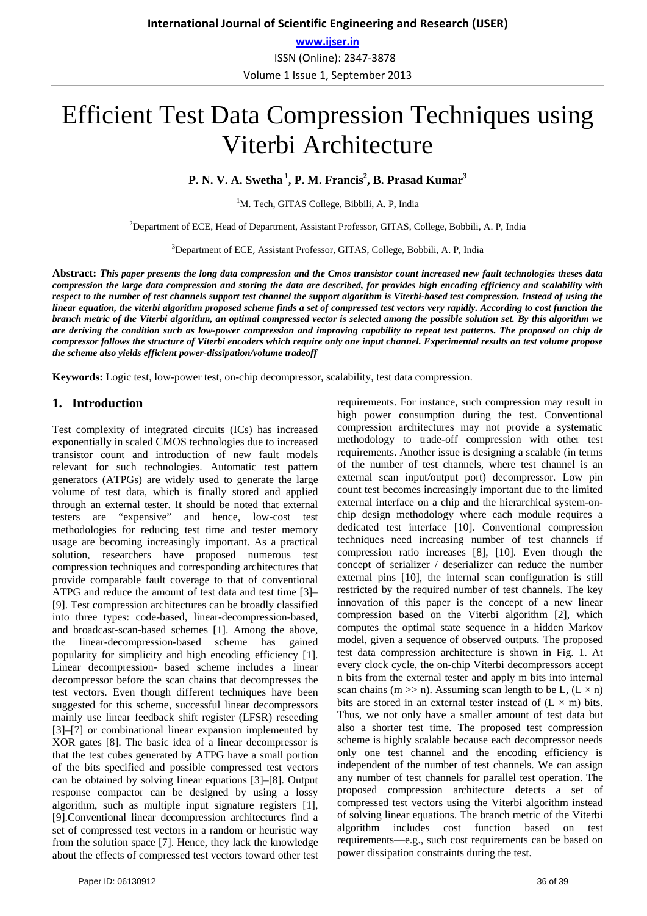# Efficient Test Data Compression Techniques using Viterbi Architecture

**P. N. V. A. Swetha [1], P. M. Francis[2], B. Prasad Kumar[3]**

[1]M. Tech, GITAS College, Bibbili, A. P, India

[2]Department of ECE, Head of Department, Assistant Professor, GITAS, College, Bobbili, A. P, India

[3]Department of ECE, Assistant Professor, GITAS, College, Bobbili, A. P, India

**Abstract:** ***This paper presents the long data compression and the Cmos transistor count increased new fault technologies theses data compression the large data compression and storing the data are described, for provides high encoding efficiency and scalability with respect to the number of test channels support test channel the support algorithm is Viterbi-based test compression. Instead of using the linear equation, the viterbi algorithm proposed scheme finds a set of compressed test vectors very rapidly. According to cost function the branch metric of the Viterbi algorithm, an optimal compressed vector is selected among the possible solution set. By this algorithm we are deriving the condition such as low-power compression and improving capability to repeat test patterns. The proposed on chip de compressor follows the structure of Viterbi encoders which require only one input channel. Experimental results on test volume propose the scheme also yields efficient power-dissipation/volume tradeoff***

**Keywords:** Logic test, low-power test, on-chip decompressor, scalability, test data compression.

## 1. Introduction

Test complexity of integrated circuits (ICs) has increased exponentially in scaled CMOS technologies due to increased transistor count and introduction of new fault models relevant for such technologies. Automatic test pattern generators (ATPGs) are widely used to generate the large volume of test data, which is finally stored and applied through an external tester. It should be noted that external testers are "expensive" and hence, low-cost test methodologies for reducing test time and tester memory usage are becoming increasingly important. As a practical solution, researchers have proposed numerous test compression techniques and corresponding architectures that provide comparable fault coverage to that of conventional ATPG and reduce the amount of test data and test time [3]–[9]. Test compression architectures can be broadly classified into three types: code-based, linear-decompression-based, and broadcast-scan-based schemes [1]. Among the above, the linear-decompression-based scheme has gained popularity for simplicity and high encoding efficiency [1]. Linear decompression- based scheme includes a linear decompressor before the scan chains that decompresses the test vectors. Even though different techniques have been suggested for this scheme, successful linear decompressors mainly use linear feedback shift register (LFSR) reseeding [3]–[7] or combinational linear expansion implemented by XOR gates [8]. The basic idea of a linear decompressor is that the test cubes generated by ATPG have a small portion of the bits specified and possible compressed test vectors can be obtained by solving linear equations [3]–[8]. Output response compactor can be designed by using a lossy algorithm, such as multiple input signature registers [1], [9].Conventional linear decompression architectures find a set of compressed test vectors in a random or heuristic way from the solution space [7]. Hence, they lack the knowledge about the effects of compressed test vectors toward other test requirements. For instance, such compression may result in high power consumption during the test. Conventional compression architectures may not provide a systematic methodology to trade-off compression with other test requirements. Another issue is designing a scalable (in terms of the number of test channels, where test channel is an external scan input/output port) decompressor. Low pin count test becomes increasingly important due to the limited external interface on a chip and the hierarchical system-on-chip design methodology where each module requires a dedicated test interface [10]. Conventional compression techniques need increasing number of test channels if compression ratio increases [8], [10]. Even though the concept of serializer / deserializer can reduce the number external pins [10], the internal scan configuration is still restricted by the required number of test channels. The key innovation of this paper is the concept of a new linear compression based on the Viterbi algorithm [2], which computes the optimal state sequence in a hidden Markov model, given a sequence of observed outputs. The proposed test data compression architecture is shown in Fig. 1. At every clock cycle, the on-chip Viterbi decompressors accept n bits from the external tester and apply m bits into internal scan chains ($m >> n$). Assuming scan length to be L, ($L \times n$) bits are stored in an external tester instead of ($L \times m$) bits. Thus, we not only have a smaller amount of test data but also a shorter test time. The proposed test compression scheme is highly scalable because each decompressor needs only one test channel and the encoding efficiency is independent of the number of test channels. We can assign any number of test channels for parallel test operation. The proposed compression architecture detects a set of compressed test vectors using the Viterbi algorithm instead of solving linear equations. The branch metric of the Viterbi algorithm includes cost function based on test requirements—e.g., such cost requirements can be based on power dissipation constraints during the test.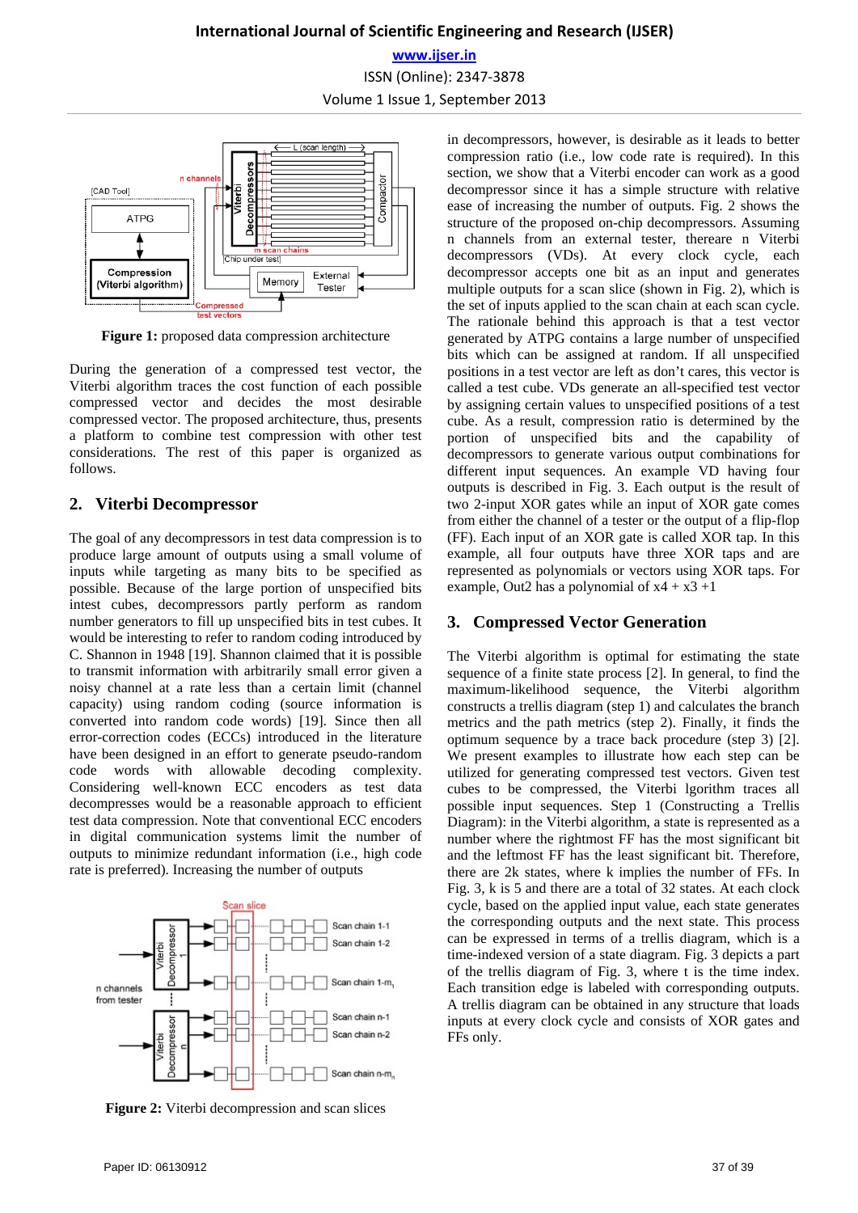**Figure 1:** proposed data compression architecture

During the generation of a compressed test vector, the Viterbi algorithm traces the cost function of each possible compressed vector and decides the most desirable compressed vector. The proposed architecture, thus, presents a platform to combine test compression with other test considerations. The rest of this paper is organized as follows.

## 2. Viterbi Decompressor

The goal of any decompressors in test data compression is to produce large amount of outputs using a small volume of inputs while targeting as many bits to be specified as possible. Because of the large portion of unspecified bits intest cubes, decompressors partly perform as random number generators to fill up unspecified bits in test cubes. It would be interesting to refer to random coding introduced by C. Shannon in 1948 [19]. Shannon claimed that it is possible to transmit information with arbitrarily small error given a noisy channel at a rate less than a certain limit (channel capacity) using random coding (source information is converted into random code words) [19]. Since then all error-correction codes (ECCs) introduced in the literature have been designed in an effort to generate pseudo-random code words with allowable decoding complexity. Considering well-known ECC encoders as test data decompresses would be a reasonable approach to efficient test data compression. Note that conventional ECC encoders in digital communication systems limit the number of outputs to minimize redundant information (i.e., high code rate is preferred). Increasing the number of outputs

**Figure 2:** Viterbi decompression and scan slices

in decompressors, however, is desirable as it leads to better compression ratio (i.e., low code rate is required). In this section, we show that a Viterbi encoder can work as a good decompressor since it has a simple structure with relative ease of increasing the number of outputs. Fig. 2 shows the structure of the proposed on-chip decompressors. Assuming n channels from an external tester, thereare n Viterbi decompressors (VDs). At every clock cycle, each decompressor accepts one bit as an input and generates multiple outputs for a scan slice (shown in Fig. 2), which is the set of inputs applied to the scan chain at each scan cycle. The rationale behind this approach is that a test vector generated by ATPG contains a large number of unspecified bits which can be assigned at random. If all unspecified positions in a test vector are left as don't cares, this vector is called a test cube. VDs generate an all-specified test vector by assigning certain values to unspecified positions of a test cube. As a result, compression ratio is determined by the portion of unspecified bits and the capability of decompressors to generate various output combinations for different input sequences. An example VD having four outputs is described in Fig. 3. Each output is the result of two 2-input XOR gates while an input of XOR gate comes from either the channel of a tester or the output of a flip-flop (FF). Each input of an XOR gate is called XOR tap. In this example, all four outputs have three XOR taps and are represented as polynomials or vectors using XOR taps. For example, Out2 has a polynomial of $x4 + x3 + 1$

## 3. Compressed Vector Generation

The Viterbi algorithm is optimal for estimating the state sequence of a finite state process [2]. In general, to find the maximum-likelihood sequence, the Viterbi algorithm constructs a trellis diagram (step 1) and calculates the branch metrics and the path metrics (step 2). Finally, it finds the optimum sequence by a trace back procedure (step 3) [2]. We present examples to illustrate how each step can be utilized for generating compressed test vectors. Given test cubes to be compressed, the Viterbi lgorithm traces all possible input sequences. Step 1 (Constructing a Trellis Diagram): in the Viterbi algorithm, a state is represented as a number where the rightmost FF has the most significant bit and the leftmost FF has the least significant bit. Therefore, there are 2k states, where k implies the number of FFs. In Fig. 3, k is 5 and there are a total of 32 states. At each clock cycle, based on the applied input value, each state generates the corresponding outputs and the next state. This process can be expressed in terms of a trellis diagram, which is a time-indexed version of a state diagram. Fig. 3 depicts a part of the trellis diagram of Fig. 3, where t is the time index. Each transition edge is labeled with corresponding outputs. A trellis diagram can be obtained in any structure that loads inputs at every clock cycle and consists of XOR gates and FFs only.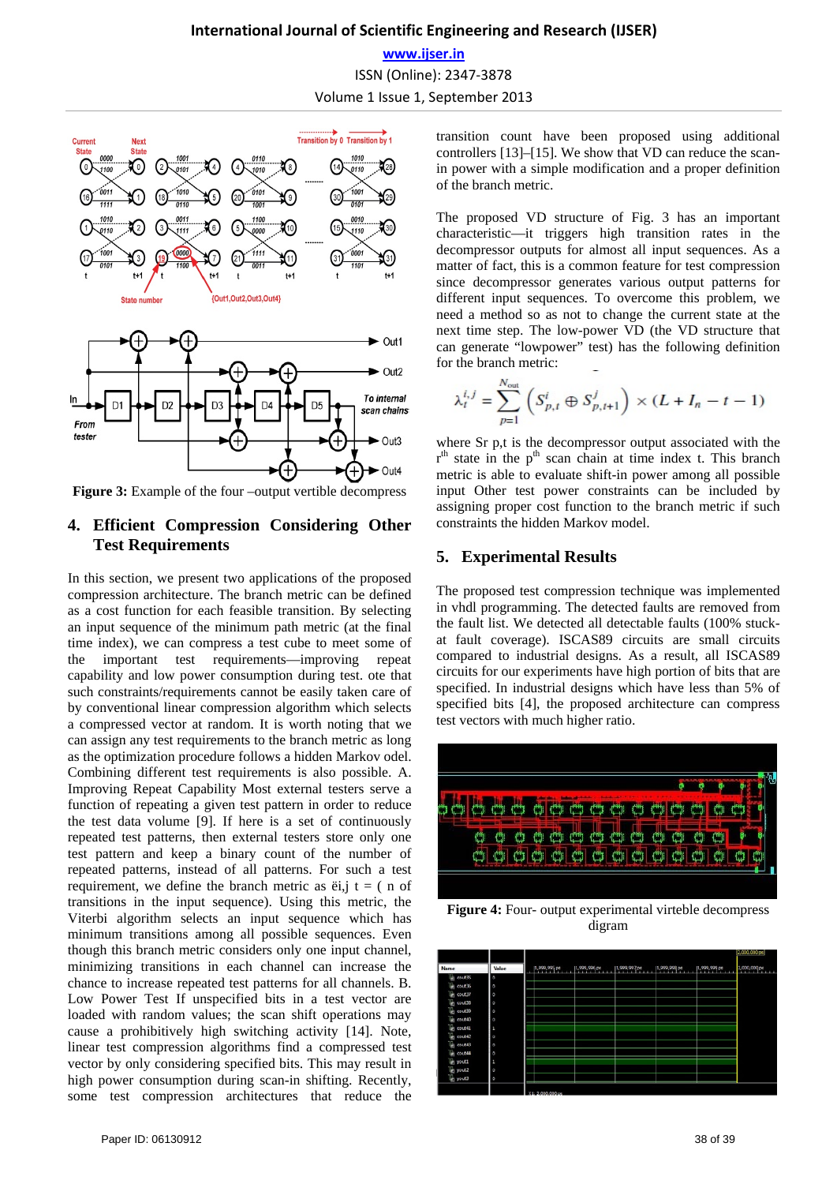Figure 3: Example of the four –output vertible decompress

## 4. Efficient Compression Considering Other Test Requirements

In this section, we present two applications of the proposed compression architecture. The branch metric can be defined as a cost function for each feasible transition. By selecting an input sequence of the minimum path metric (at the final time index), we can compress a test cube to meet some of the important test requirements—improving repeat capability and low power consumption during test. ote that such constraints/requirements cannot be easily taken care of by conventional linear compression algorithm which selects a compressed vector at random. It is worth noting that we can assign any test requirements to the branch metric as long as the optimization procedure follows a hidden Markov odel. Combining different test requirements is also possible. A. Improving Repeat Capability Most external testers serve a function of repeating a given test pattern in order to reduce the test data volume [9]. If here is a set of continuously repeated test patterns, then external testers store only one test pattern and keep a binary count of the number of repeated patterns, instead of all patterns. For such a test requirement, we define the branch metric as ëi,j t = ( n of transitions in the input sequence). Using this metric, the Viterbi algorithm selects an input sequence which has minimum transitions among all possible sequences. Even though this branch metric considers only one input channel, minimizing transitions in each channel can increase the chance to increase repeated test patterns for all channels. B. Low Power Test If unspecified bits in a test vector are loaded with random values; the scan shift operations may cause a prohibitively high switching activity [14]. Note, linear test compression algorithms find a compressed test vector by only considering specified bits. This may result in high power consumption during scan-in shifting. Recently, some test compression architectures that reduce the transition count have been proposed using additional controllers [13]–[15]. We show that VD can reduce the scan-in power with a simple modification and a proper definition of the branch metric.

The proposed VD structure of Fig. 3 has an important characteristic—it triggers high transition rates in the decompressor outputs for almost all input sequences. As a matter of fact, this is a common feature for test compression since decompressor generates various output patterns for different input sequences. To overcome this problem, we need a method so as not to change the current state at the next time step. The low-power VD (the VD structure that can generate “lowpower” test) has the following definition for the branch metric:

$$\lambda_t^{i,j} = \sum_{p=1}^{N_{out}} \left( S_{p,t}^{i} \oplus S_{p,t+1}^{j} \right) \times (L + I_n - t - 1)$$

where Sr p,t is the decompressor output associated with the r[th] state in the p[th] scan chain at time index t. This branch metric is able to evaluate shift-in power among all possible input Other test power constraints can be included by assigning proper cost function to the branch metric if such constraints the hidden Markov model.

## 5. Experimental Results

The proposed test compression technique was implemented in vhdl programming. The detected faults are removed from the fault list. We detected all detectable faults (100% stuck-at fault coverage). ISCAS89 circuits are small circuits compared to industrial designs. As a result, all ISCAS89 circuits for our experiments have high portion of bits that are specified. In industrial designs which have less than 5% of specified bits [4], the proposed architecture can compress test vectors with much higher ratio.

Figure 4: Four- output experimental virteble decompress digram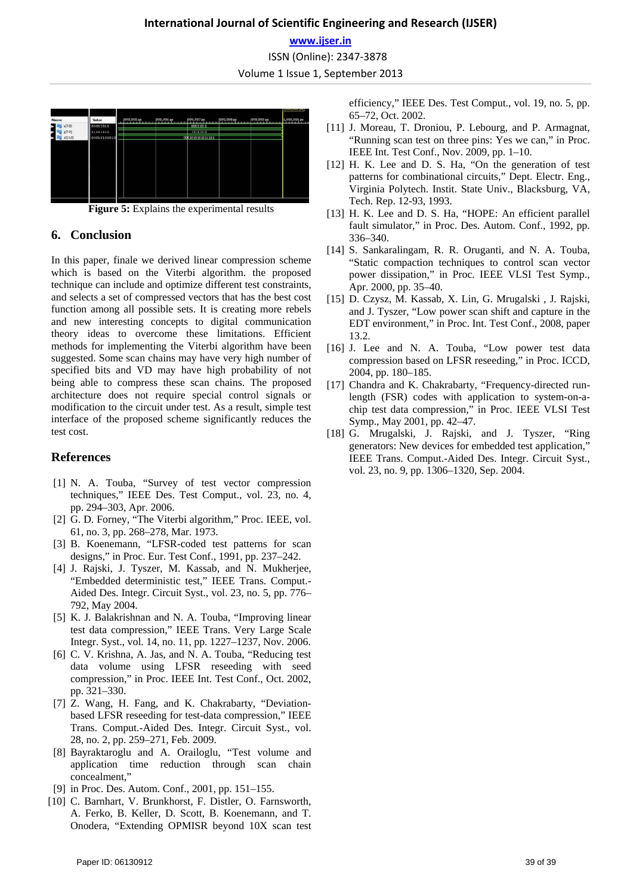Figure 5: Explains the experimental results

## 6. Conclusion

In this paper, finale we derived linear compression scheme which is based on the Viterbi algorithm. the proposed technique can include and optimize different test constraints, and selects a set of compressed vectors that has the best cost function among all possible sets. It is creating more rebels and new interesting concepts to digital communication theory ideas to overcome these limitations. Efficient methods for implementing the Viterbi algorithm have been suggested. Some scan chains may have very high number of specified bits and VD may have high probability of not being able to compress these scan chains. The proposed architecture does not require special control signals or modification to the circuit under test. As a result, simple test interface of the proposed scheme significantly reduces the test cost.

## References

[1] N. A. Touba, "Survey of test vector compression techniques," IEEE Des. Test Comput., vol. 23, no. 4, pp. 294–303, Apr. 2006.

[2] G. D. Forney, "The Viterbi algorithm," Proc. IEEE, vol. 61, no. 3, pp. 268–278, Mar. 1973.

[3] B. Koenemann, "LFSR-coded test patterns for scan designs," in Proc. Eur. Test Conf., 1991, pp. 237–242.

[4] J. Rajski, J. Tyszer, M. Kassab, and N. Mukherjee, "Embedded deterministic test," IEEE Trans. Comput.-Aided Des. Integr. Circuit Syst., vol. 23, no. 5, pp. 776–792, May 2004.

[5] K. J. Balakrishnan and N. A. Touba, "Improving linear test data compression," IEEE Trans. Very Large Scale Integr. Syst., vol. 14, no. 11, pp. 1227–1237, Nov. 2006.

[6] C. V. Krishna, A. Jas, and N. A. Touba, "Reducing test data volume using LFSR reseeding with seed compression," in Proc. IEEE Int. Test Conf., Oct. 2002, pp. 321–330.

[7] Z. Wang, H. Fang, and K. Chakrabarty, "Deviation-based LFSR reseeding for test-data compression," IEEE Trans. Comput.-Aided Des. Integr. Circuit Syst., vol. 28, no. 2, pp. 259–271, Feb. 2009.

[8] Bayraktaroglu and A. Orailoglu, "Test volume and application time reduction through scan chain concealment,"

[9] in Proc. Des. Autom. Conf., 2001, pp. 151–155.

[10] C. Barnhart, V. Brunkhorst, F. Distler, O. Farnsworth, A. Ferko, B. Keller, D. Scott, B. Koenemann, and T. Onodera, "Extending OPMISR beyond 10X scan test efficiency," IEEE Des. Test Comput., vol. 19, no. 5, pp. 65–72, Oct. 2002.

[11] J. Moreau, T. Droniou, P. Lebourg, and P. Armagnat, "Running scan test on three pins: Yes we can," in Proc. IEEE Int. Test Conf., Nov. 2009, pp. 1–10.

[12] H. K. Lee and D. S. Ha, "On the generation of test patterns for combinational circuits," Dept. Electr. Eng., Virginia Polytech. Instit. State Univ., Blacksburg, VA, Tech. Rep. 12-93, 1993.

[13] H. K. Lee and D. S. Ha, "HOPE: An efficient parallel fault simulator," in Proc. Des. Autom. Conf., 1992, pp. 336–340.

[14] S. Sankaralingam, R. R. Oruganti, and N. A. Touba, "Static compaction techniques to control scan vector power dissipation," in Proc. IEEE VLSI Test Symp., Apr. 2000, pp. 35–40.

[15] D. Czysz, M. Kassab, X. Lin, G. Mrugalski , J. Rajski, and J. Tyszer, "Low power scan shift and capture in the EDT environment," in Proc. Int. Test Conf., 2008, paper 13.2.

[16] J. Lee and N. A. Touba, "Low power test data compression based on LFSR reseeding," in Proc. ICCD, 2004, pp. 180–185.

[17] Chandra and K. Chakrabarty, "Frequency-directed run-length (FSR) codes with application to system-on-a-chip test data compression," in Proc. IEEE VLSI Test Symp., May 2001, pp. 42–47.

[18] G. Mrugalski, J. Rajski, and J. Tyszer, "Ring generators: New devices for embedded test application," IEEE Trans. Comput.-Aided Des. Integr. Circuit Syst., vol. 23, no. 9, pp. 1306–1320, Sep. 2004.